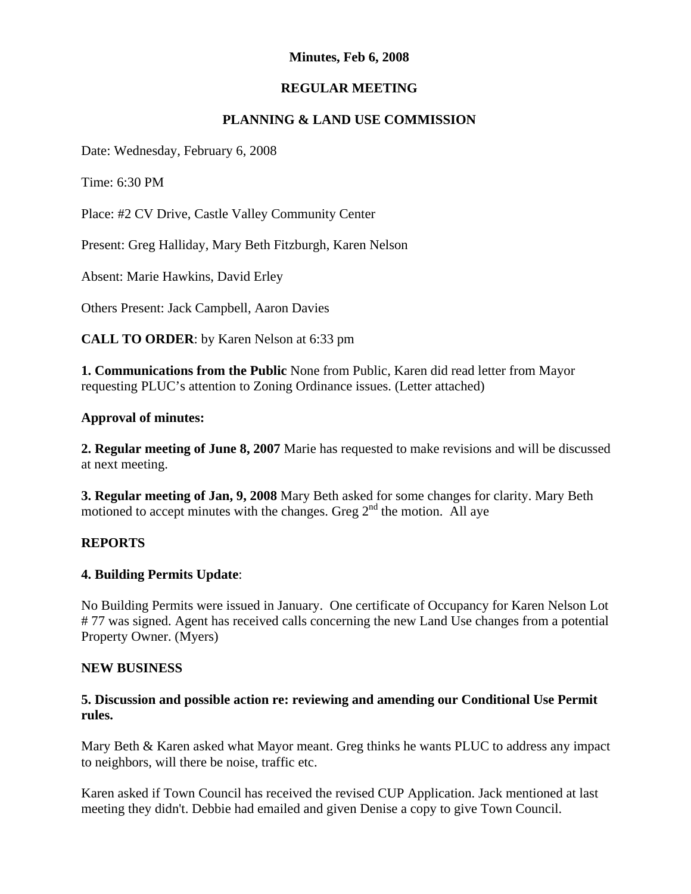**Minutes, Feb 6, 2008**

**REGULAR MEETING**

**PLANNING & LAND USE COMMISSION**

Date: Wednesday, February 6, 2008

Time: 6:30 PM

Place: #2 CV Drive, Castle Valley Community Center

Present: Greg Halliday, Mary Beth Fitzburgh, Karen Nelson

Absent: Marie Hawkins, David Erley

Others Present: Jack Campbell, Aaron Davies

**CALL TO ORDER**: by Karen Nelson at 6:33 pm

**1. Communications from the Public** None from Public, Karen did read letter from Mayor requesting PLUC's attention to Zoning Ordinance issues. (Letter attached)

**Approval of minutes:**

**2. Regular meeting of June 8, 2007** Marie has requested to make revisions and will be discussed at next meeting.

**3. Regular meeting of Jan, 9, 2008** Mary Beth asked for some changes for clarity. Mary Beth motioned to accept minutes with the changes. Greg 2nd the motion. All aye

**REPORTS**

**4. Building Permits Update**:

No Building Permits were issued in January. One certificate of Occupancy for Karen Nelson Lot # 77 was signed. Agent has received calls concerning the new Land Use changes from a potential Property Owner. (Myers)

**NEW BUSINESS**

**5. Discussion and possible action re: reviewing and amending our Conditional Use Permit rules.**

Mary Beth & Karen asked what Mayor meant. Greg thinks he wants PLUC to address any impact to neighbors, will there be noise, traffic etc.

Karen asked if Town Council has received the revised CUP Application. Jack mentioned at last meeting they didn't. Debbie had emailed and given Denise a copy to give Town Council.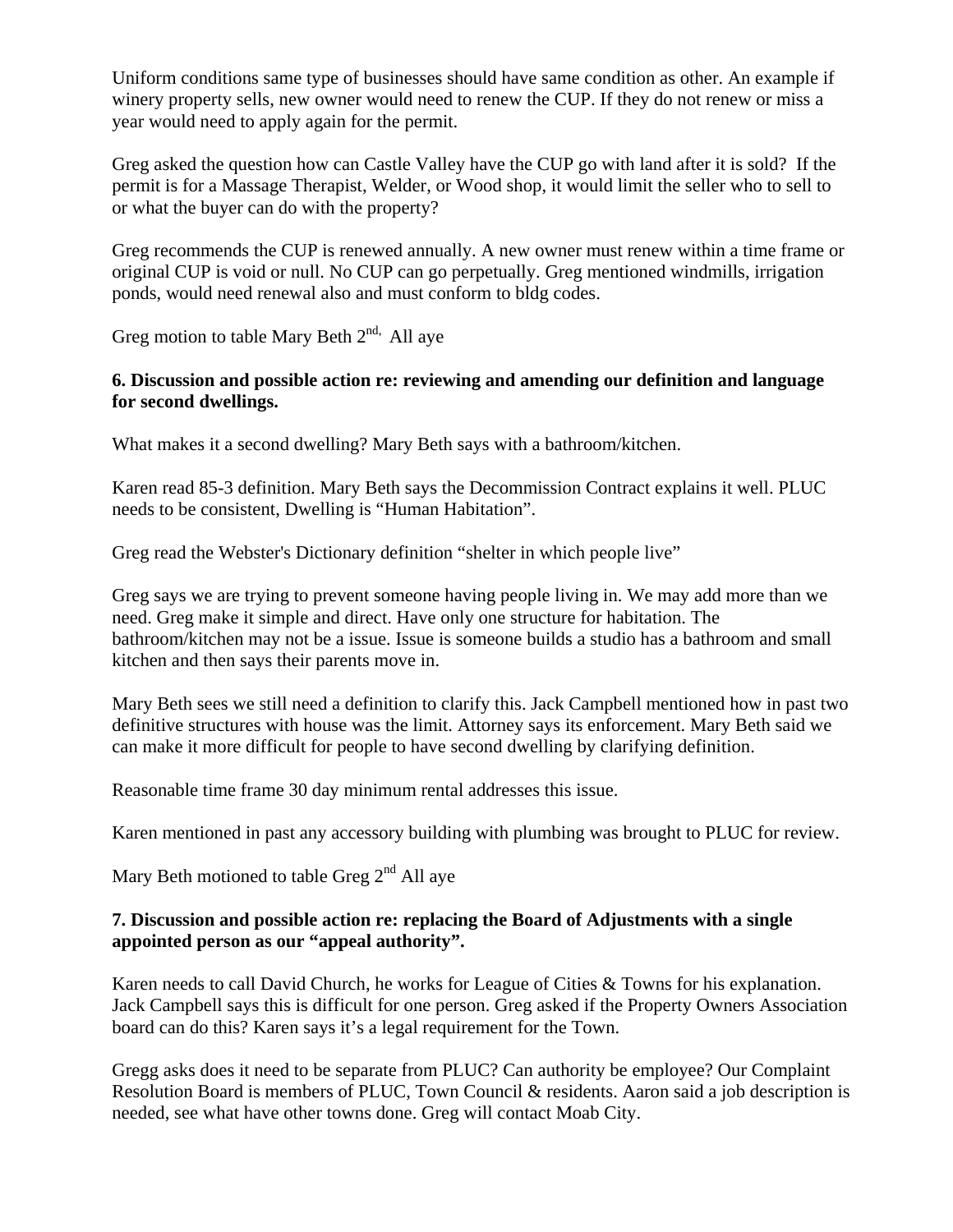Uniform conditions same type of businesses should have same condition as other. An example if winery property sells, new owner would need to renew the CUP. If they do not renew or miss a year would need to apply again for the permit.

Greg asked the question how can Castle Valley have the CUP go with land after it is sold? If the permit is for a Massage Therapist, Welder, or Wood shop, it would limit the seller who to sell to or what the buyer can do with the property?

Greg recommends the CUP is renewed annually. A new owner must renew within a time frame or original CUP is void or null. No CUP can go perpetually. Greg mentioned windmills, irrigation ponds, would need renewal also and must conform to bldg codes.

Greg motion to table Mary Beth 2nd, All aye

**6. Discussion and possible action re: reviewing and amending our definition and language for second dwellings.**

What makes it a second dwelling? Mary Beth says with a bathroom/kitchen.

Karen read 85-3 definition. Mary Beth says the Decommission Contract explains it well. PLUC needs to be consistent, Dwelling is "Human Habitation".

Greg read the Webster's Dictionary definition "shelter in which people live"

Greg says we are trying to prevent someone having people living in. We may add more than we need. Greg make it simple and direct. Have only one structure for habitation. The bathroom/kitchen may not be a issue. Issue is someone builds a studio has a bathroom and small kitchen and then says their parents move in.

Mary Beth sees we still need a definition to clarify this. Jack Campbell mentioned how in past two definitive structures with house was the limit. Attorney says its enforcement. Mary Beth said we can make it more difficult for people to have second dwelling by clarifying definition.

Reasonable time frame 30 day minimum rental addresses this issue.

Karen mentioned in past any accessory building with plumbing was brought to PLUC for review.

Mary Beth motioned to table Greg 2nd All aye

**7. Discussion and possible action re: replacing the Board of Adjustments with a single appointed person as our "appeal authority".**

Karen needs to call David Church, he works for League of Cities & Towns for his explanation. Jack Campbell says this is difficult for one person. Greg asked if the Property Owners Association board can do this? Karen says it's a legal requirement for the Town.

Gregg asks does it need to be separate from PLUC? Can authority be employee? Our Complaint Resolution Board is members of PLUC, Town Council & residents. Aaron said a job description is needed, see what have other towns done. Greg will contact Moab City.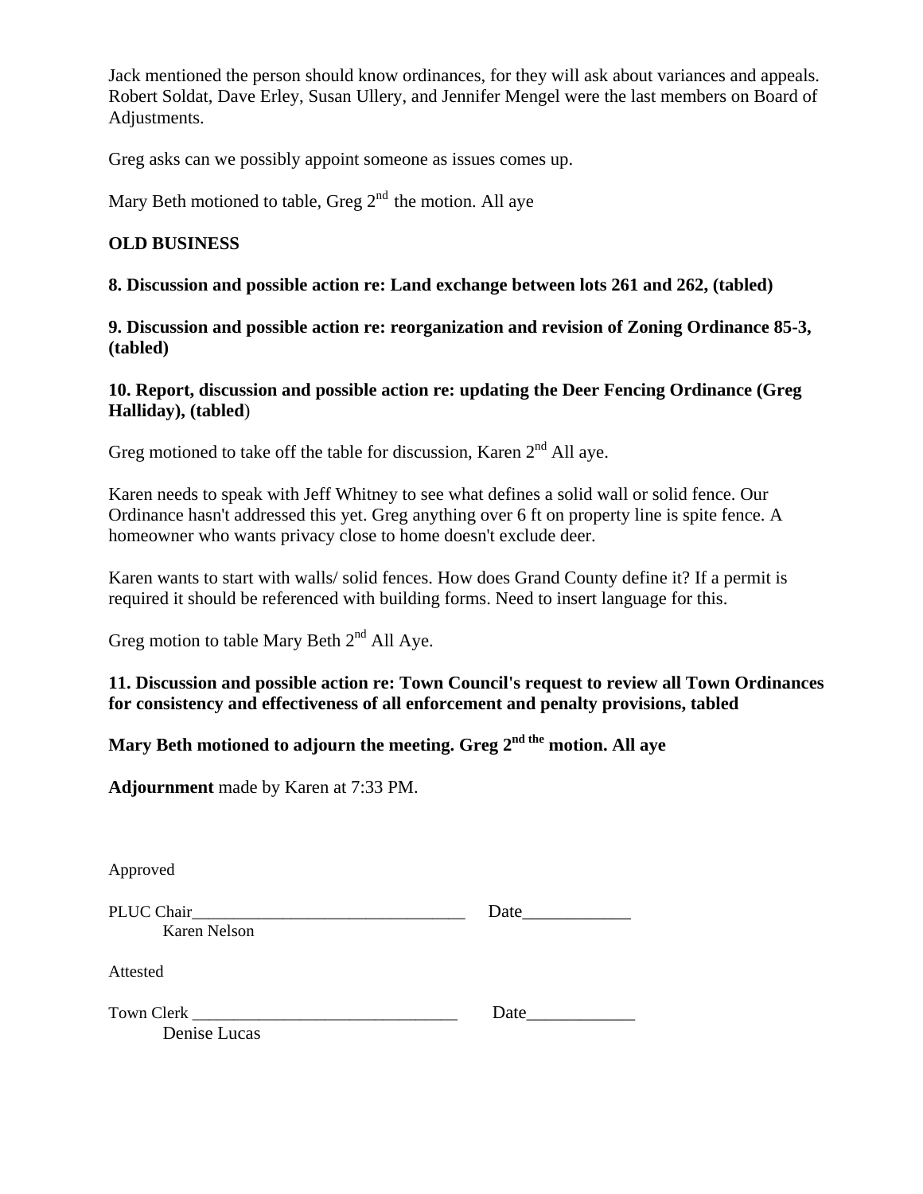Jack mentioned the person should know ordinances, for they will ask about variances and appeals. Robert Soldat, Dave Erley, Susan Ullery, and Jennifer Mengel were the last members on Board of Adjustments.

Greg asks can we possibly appoint someone as issues comes up.

Mary Beth motioned to table, Greg 2nd the motion. All aye

**OLD BUSINESS**

**8. Discussion and possible action re: Land exchange between lots 261 and 262, (tabled)**

**9. Discussion and possible action re: reorganization and revision of Zoning Ordinance 85-3, (tabled)**

**10. Report, discussion and possible action re: updating the Deer Fencing Ordinance (Greg Halliday), (tabled)**

Greg motioned to take off the table for discussion, Karen 2nd All aye.

Karen needs to speak with Jeff Whitney to see what defines a solid wall or solid fence. Our Ordinance hasn't addressed this yet. Greg anything over 6 ft on property line is spite fence. A homeowner who wants privacy close to home doesn't exclude deer.

Karen wants to start with walls/ solid fences. How does Grand County define it? If a permit is required it should be referenced with building forms. Need to insert language for this.

Greg motion to table Mary Beth 2nd All Aye.

**11. Discussion and possible action re: Town Council's request to review all Town Ordinances for consistency and effectiveness of all enforcement and penalty provisions, tabled**

**Mary Beth motioned to adjourn the meeting. Greg 2nd the motion. All aye**

**Adjournment** made by Karen at 7:33 PM.

Approved

PLUC Chair_________________________________ Date____________
Karen Nelson

Attested

Town Clerk _______________________________ Date____________
Denise Lucas